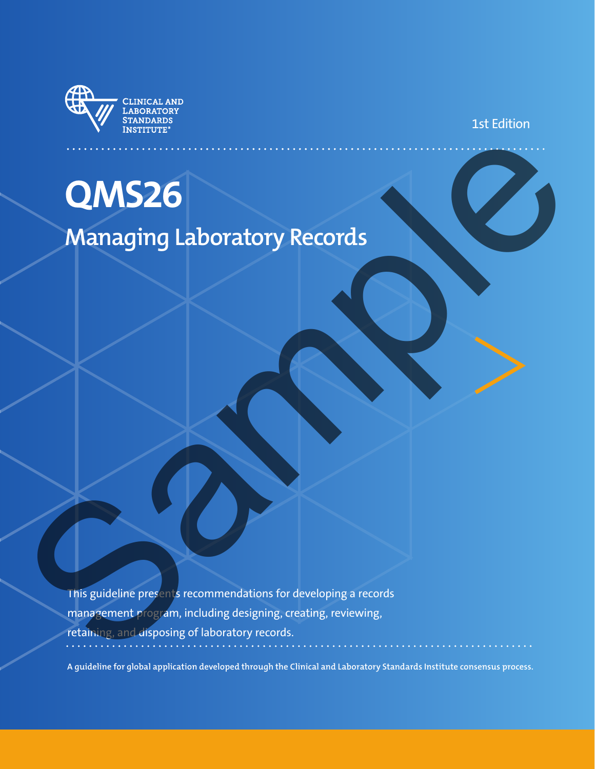Clinical and Laboratory Standards Institute®

1st Edition

# QMS26

## Managing Laboratory Records

This guideline presents recommendations for developing a records management program, including designing, creating, reviewing, retaining, and disposing of laboratory records.

A guideline for global application developed through the Clinical and Laboratory Standards Institute consensus process.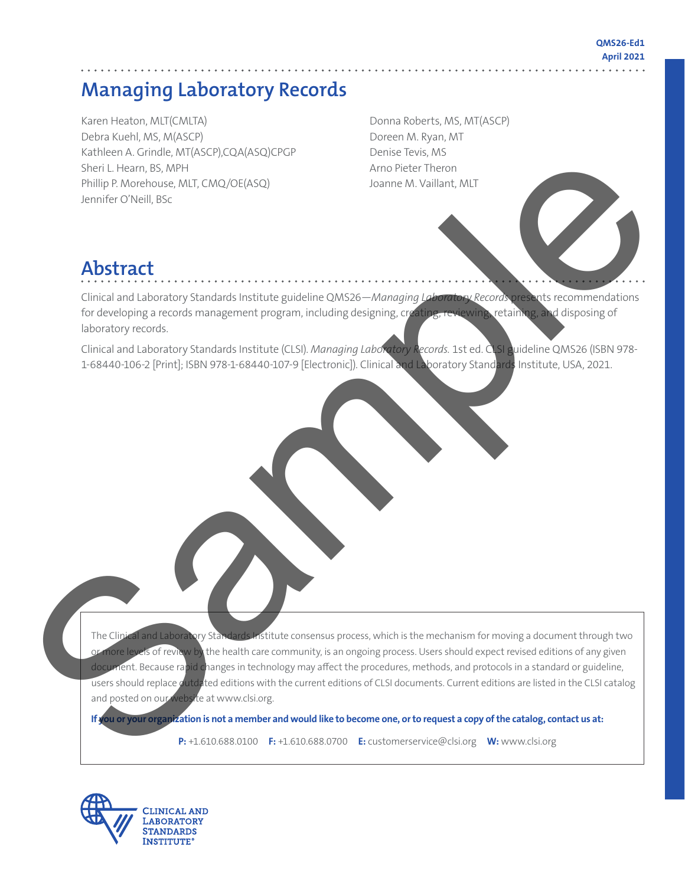# Managing Laboratory Records

Karen Heaton, MLT(CMLTA)
Debra Kuehl, MS, M(ASCP)
Kathleen A. Grindle, MT(ASCP),CQA(ASQ)CPGP
Sheri L. Hearn, BS, MPH
Phillip P. Morehouse, MLT, CMQ/OE(ASQ)
Jennifer O'Neill, BSc
Donna Roberts, MS, MT(ASCP)
Doreen M. Ryan, MT
Denise Tevis, MS
Arno Pieter Theron
Joanne M. Vaillant, MLT

## Abstract

Clinical and Laboratory Standards Institute guideline QMS26—*Managing Laboratory Records* presents recommendations for developing a records management program, including designing, creating, reviewing, retaining, and disposing of laboratory records.

Clinical and Laboratory Standards Institute (CLSI). *Managing Laboratory Records.* 1st ed. CLSI guideline QMS26 (ISBN 978-1-68440-106-2 [Print]; ISBN 978-1-68440-107-9 [Electronic]). Clinical and Laboratory Standards Institute, USA, 2021.

The Clinical and Laboratory Standards Institute consensus process, which is the mechanism for moving a document through two or more levels of review by the health care community, is an ongoing process. Users should expect revised editions of any given document. Because rapid changes in technology may affect the procedures, methods, and protocols in a standard or guideline, users should replace outdated editions with the current editions of CLSI documents. Current editions are listed in the CLSI catalog and posted on our website at www.clsi.org.

**If you or your organization is not a member and would like to become one, or to request a copy of the catalog, contact us at:**

**P:** +1.610.688.0100 **F:** +1.610.688.0700 **E:** customerservice@clsi.org **W:** www.clsi.org

CLINICAL AND LABORATORY STANDARDS INSTITUTE®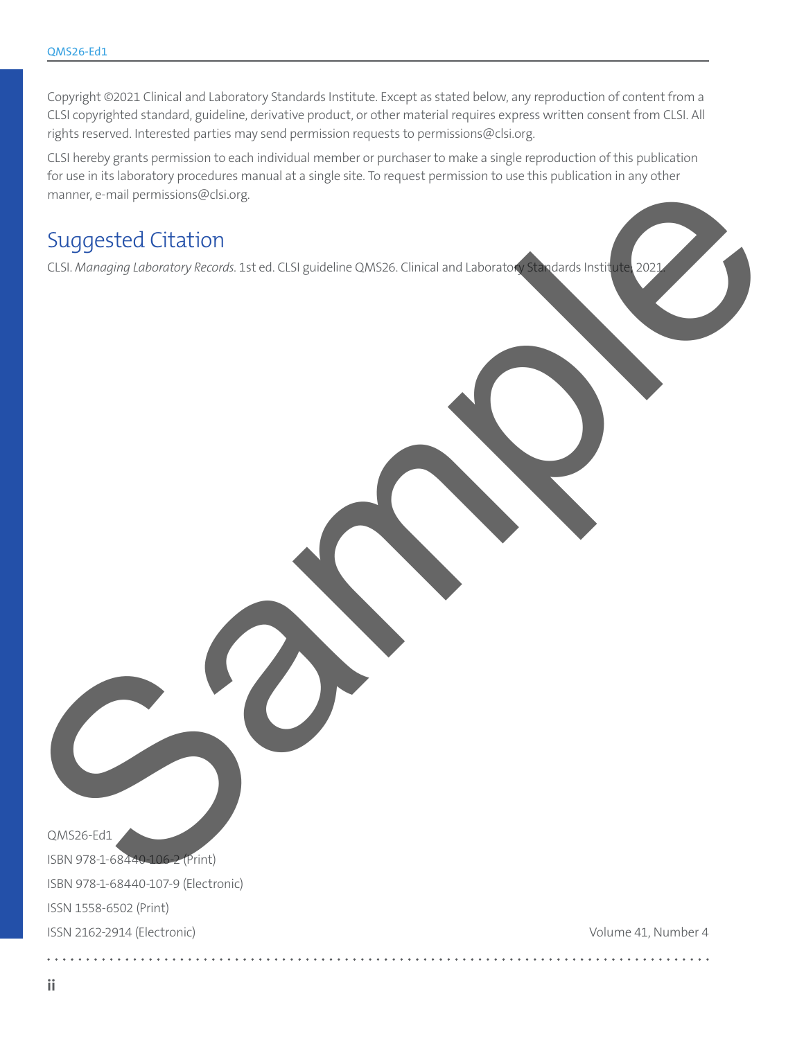Copyright ©2021 Clinical and Laboratory Standards Institute. Except as stated below, any reproduction of content from a CLSI copyrighted standard, guideline, derivative product, or other material requires express written consent from CLSI. All rights reserved. Interested parties may send permission requests to permissions@clsi.org.

CLSI hereby grants permission to each individual member or purchaser to make a single reproduction of this publication for use in its laboratory procedures manual at a single site. To request permission to use this publication in any other manner, e-mail permissions@clsi.org.

## Suggested Citation

CLSI. *Managing Laboratory Records*. 1st ed. CLSI guideline QMS26. Clinical and Laboratory Standards Institute; 2021.

QMS26-Ed1

ISBN 978-1-68440-106-2 (Print)

ISBN 978-1-68440-107-9 (Electronic)

ISSN 1558-6502 (Print)

ISSN 2162-2914 (Electronic)

Volume 41, Number 4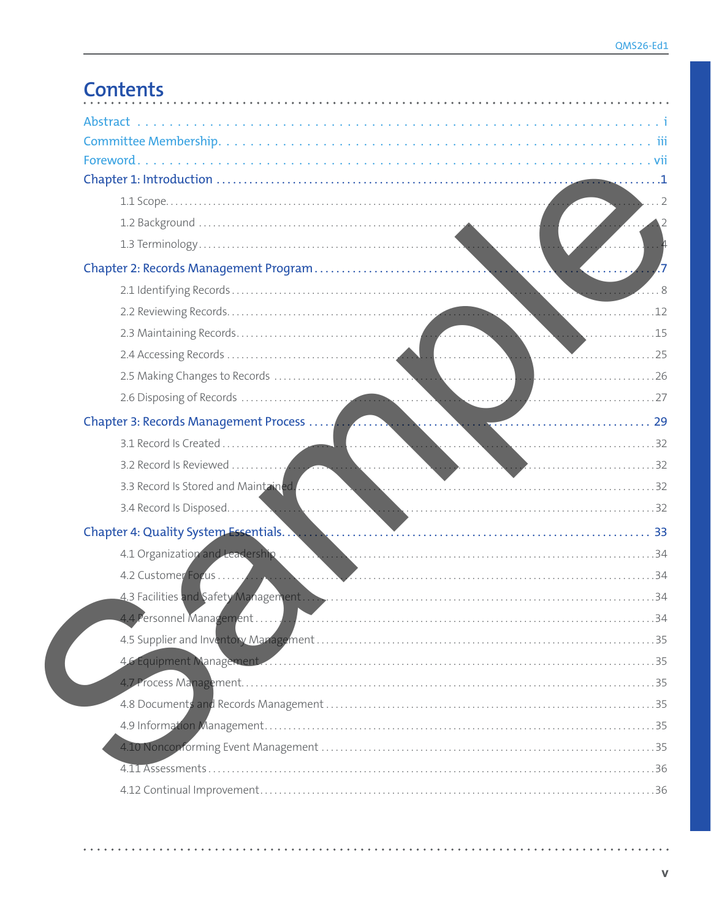# Contents

Abstract . . . . . . . . . . i

Committee Membership . . . . . . . . . . iii

Foreword . . . . . . . . . . vii

Chapter 1: Introduction . . . . . . . . . . 1

- 1.1 Scope . . . . . . . . . . 2
- 1.2 Background . . . . . . . . . . 2
- 1.3 Terminology . . . . . . . . . . 4

Chapter 2: Records Management Program . . . . . . . . . . 7

- 2.1 Identifying Records . . . . . . . . . . 8
- 2.2 Reviewing Records . . . . . . . . . . 12
- 2.3 Maintaining Records . . . . . . . . . . 15
- 2.4 Accessing Records . . . . . . . . . . 25
- 2.5 Making Changes to Records . . . . . . . . . . 26
- 2.6 Disposing of Records . . . . . . . . . . 27

Chapter 3: Records Management Process . . . . . . . . . . 29

- 3.1 Record Is Created . . . . . . . . . . 32
- 3.2 Record Is Reviewed . . . . . . . . . . 32
- 3.3 Record Is Stored and Maintained . . . . . . . . . . 32
- 3.4 Record Is Disposed . . . . . . . . . . 32

Chapter 4: Quality System Essentials . . . . . . . . . . 33

- 4.1 Organization and Leadership . . . . . . . . . . 34
- 4.2 Customer Focus . . . . . . . . . . 34
- 4.3 Facilities and Safety Management . . . . . . . . . . 34
- 4.4 Personnel Management . . . . . . . . . . 34
- 4.5 Supplier and Inventory Management . . . . . . . . . . 35
- 4.6 Equipment Management . . . . . . . . . . 35
- 4.7 Process Management . . . . . . . . . . 35
- 4.8 Documents and Records Management . . . . . . . . . . 35
- 4.9 Information Management . . . . . . . . . . 35
- 4.10 Nonconforming Event Management . . . . . . . . . . 35
- 4.11 Assessments . . . . . . . . . . 36
- 4.12 Continual Improvement . . . . . . . . . . 36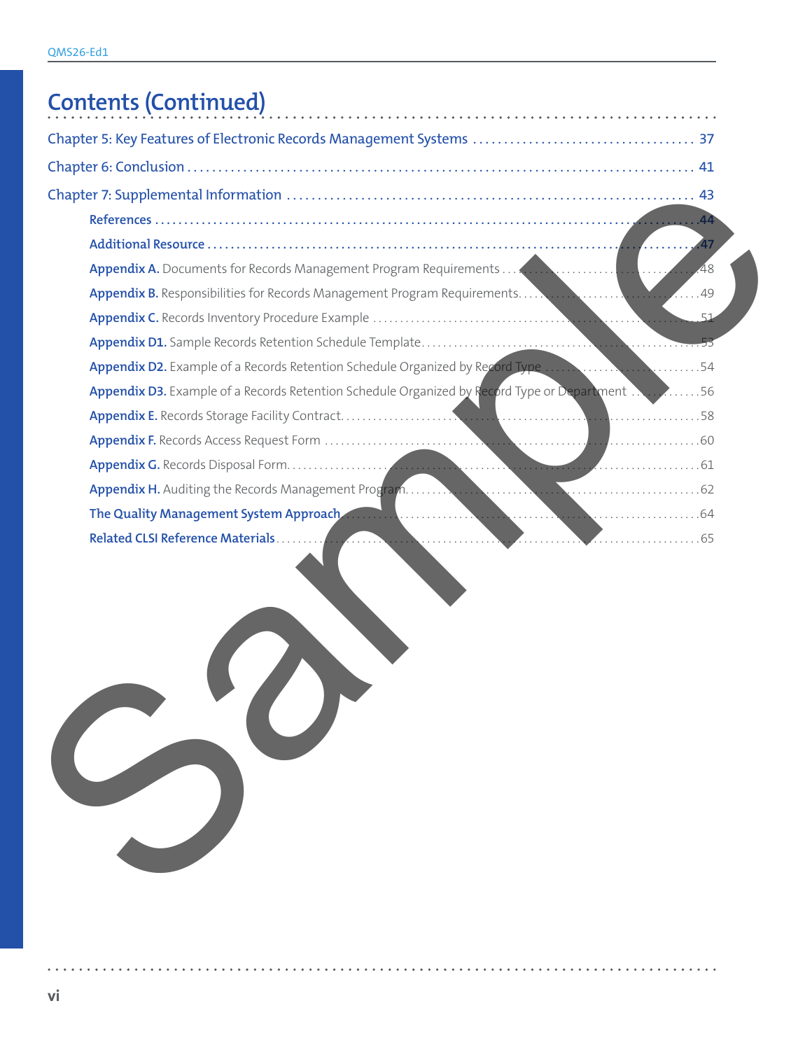# Contents (Continued)

Chapter 5: Key Features of Electronic Records Management Systems .................................. 37

Chapter 6: Conclusion ................................................................................... 41

Chapter 7: Supplemental Information ............................................................ 43

- **References** ......................................................................................... 44
- **Additional Resource** ............................................................................ 47
- **Appendix A.** Documents for Records Management Program Requirements .................. 48
- **Appendix B.** Responsibilities for Records Management Program Requirements.............. 49
- **Appendix C.** Records Inventory Procedure Example ................................................ 51
- **Appendix D1.** Sample Records Retention Schedule Template....................................... 53
- **Appendix D2.** Example of a Records Retention Schedule Organized by Record Type .......... 54
- **Appendix D3.** Example of a Records Retention Schedule Organized by Record Type or Department ............ 56
- **Appendix E.** Records Storage Facility Contract......................................................... 58
- **Appendix F.** Records Access Request Form ............................................................. 60
- **Appendix G.** Records Disposal Form....................................................................... 61
- **Appendix H.** Auditing the Records Management Program............................................ 62
- **The Quality Management System Approach** ............................................................ 64
- **Related CLSI Reference Materials**........................................................................ 65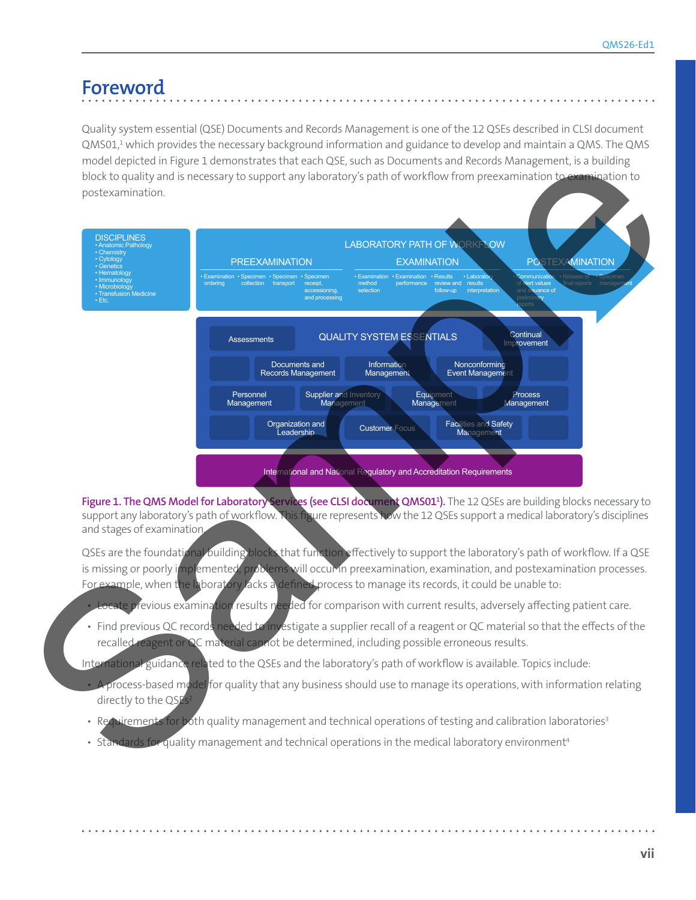# Foreword

Quality system essential (QSE) Documents and Records Management is one of the 12 QSEs described in CLSI document QMS01,[1] which provides the necessary background information and guidance to develop and maintain a QMS. The QMS model depicted in Figure 1 demonstrates that each QSE, such as Documents and Records Management, is a building block to quality and is necessary to support any laboratory's path of workflow from preexamination to examination to postexamination.

DISCIPLINES
- Anatomic Pathology
- Chemistry
- Cytology
- Genetics
- Hematology
- Immunology
- Microbiology
- Transfusion Medicine
- Etc.

LABORATORY PATH OF WORKFLOW

PREEXAMINATION
- Examination ordering
- Specimen collection
- Specimen transport
- Specimen receipt, accessioning, and processing

EXAMINATION
- Examination method selection
- Examination performance
- Results review and follow-up
- Laboratory results interpretation

POSTEXAMINATION
- Communication of alert values and issuance of preliminary reports
- Release of final reports
- Specimen management

QUALITY SYSTEM ESSENTIALS

Assessments | Continual Improvement | Documents and Records Management | Information Management | Nonconforming Event Management | Personnel Management | Supplier and Inventory Management | Equipment Management | Process Management | Organization and Leadership | Customer Focus | Facilities and Safety Management

International and National Regulatory and Accreditation Requirements

**Figure 1. The QMS Model for Laboratory Services (see CLSI document QMS01[1]).** The 12 QSEs are building blocks necessary to support any laboratory's path of workflow. This figure represents how the 12 QSEs support a medical laboratory's disciplines and stages of examination.

QSEs are the foundational building blocks that function effectively to support the laboratory's path of workflow. If a QSE is missing or poorly implemented, problems will occur in preexamination, examination, and postexamination processes. For example, when the laboratory lacks a defined process to manage its records, it could be unable to:

- Locate previous examination results needed for comparison with current results, adversely affecting patient care.
- Find previous QC records needed to investigate a supplier recall of a reagent or QC material so that the effects of the recalled reagent or QC material cannot be determined, including possible erroneous results.

International guidance related to the QSEs and the laboratory's path of workflow is available. Topics include:

- A process-based model for quality that any business should use to manage its operations, with information relating directly to the QSEs[2]
- Requirements for both quality management and technical operations of testing and calibration laboratories[3]
- Standards for quality management and technical operations in the medical laboratory environment[4]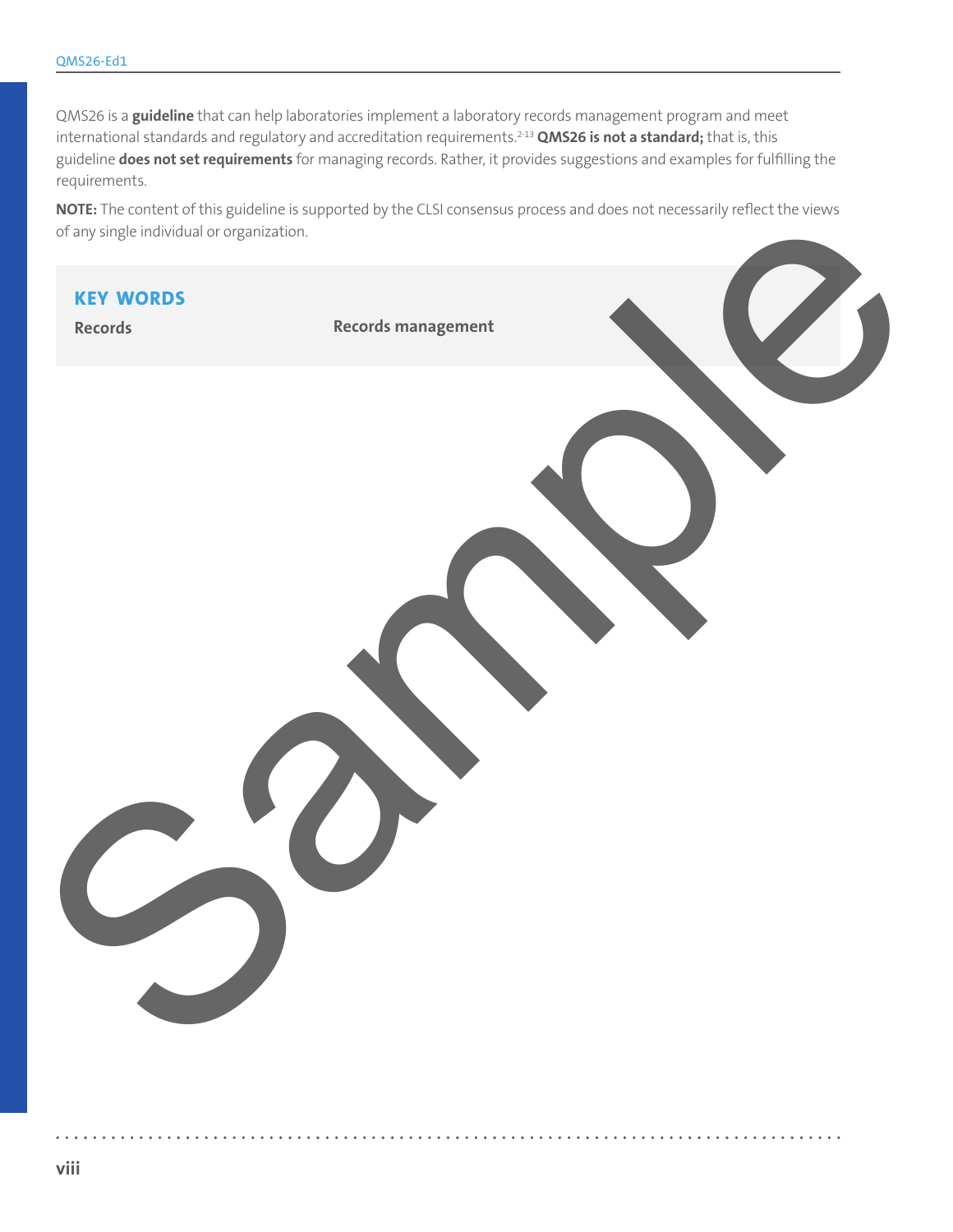QMS26 is a **guideline** that can help laboratories implement a laboratory records management program and meet international standards and regulatory and accreditation requirements.[2-13] **QMS26 is not a standard;** that is, this guideline **does not set requirements** for managing records. Rather, it provides suggestions and examples for fulfilling the requirements.

**NOTE:** The content of this guideline is supported by the CLSI consensus process and does not necessarily reflect the views of any single individual or organization.

## KEY WORDS

**Records** | **Records management**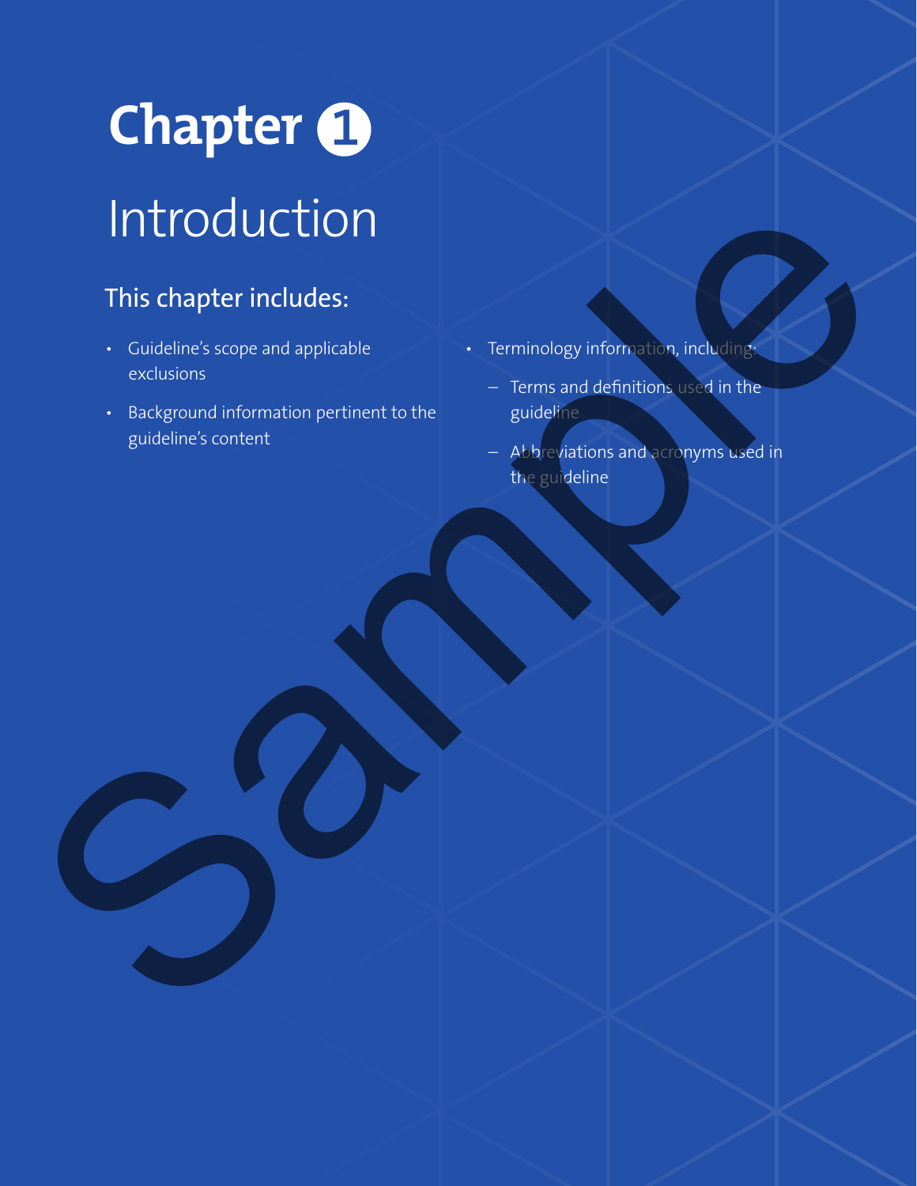# Chapter 1

# Introduction

## This chapter includes:

- Guideline's scope and applicable exclusions
- Background information pertinent to the guideline's content
- Terminology information, including:
  - Terms and definitions used in the guideline
  - Abbreviations and acronyms used in the guideline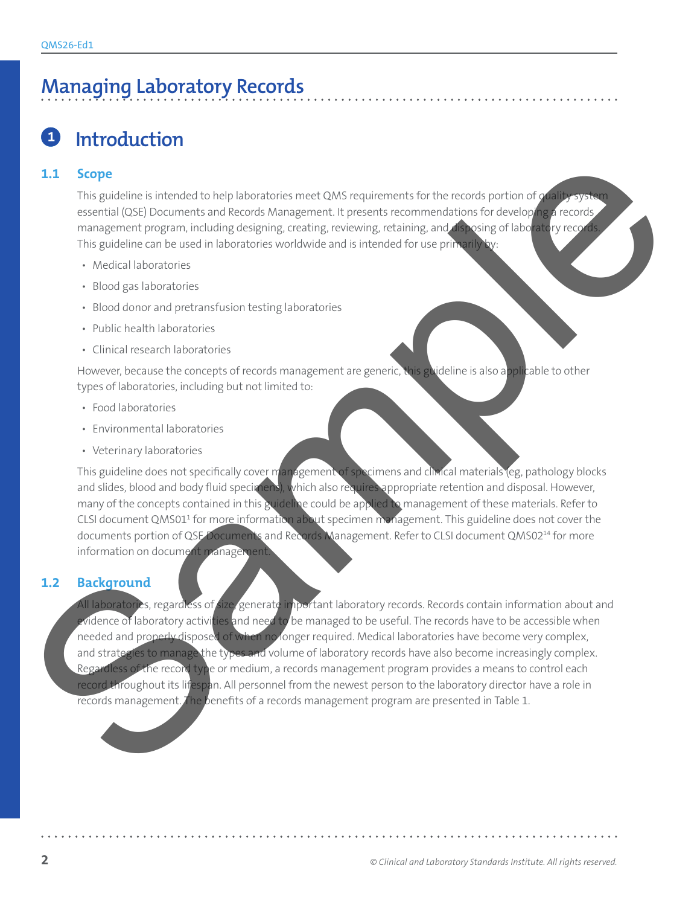# Managing Laboratory Records

## 1 Introduction

### 1.1 Scope

This guideline is intended to help laboratories meet QMS requirements for the records portion of quality system essential (QSE) Documents and Records Management. It presents recommendations for developing a records management program, including designing, creating, reviewing, retaining, and disposing of laboratory records. This guideline can be used in laboratories worldwide and is intended for use primarily by:

- Medical laboratories
- Blood gas laboratories
- Blood donor and pretransfusion testing laboratories
- Public health laboratories
- Clinical research laboratories

However, because the concepts of records management are generic, this guideline is also applicable to other types of laboratories, including but not limited to:

- Food laboratories
- Environmental laboratories
- Veterinary laboratories

This guideline does not specifically cover management of specimens and clinical materials (eg, pathology blocks and slides, blood and body fluid specimens), which also requires appropriate retention and disposal. However, many of the concepts contained in this guideline could be applied to management of these materials. Refer to CLSI document QMS01[1] for more information about specimen management. This guideline does not cover the documents portion of QSE Documents and Records Management. Refer to CLSI document QMS02[14] for more information on document management.

### 1.2 Background

All laboratories, regardless of size, generate important laboratory records. Records contain information about and evidence of laboratory activities and need to be managed to be useful. The records have to be accessible when needed and properly disposed of when no longer required. Medical laboratories have become very complex, and strategies to manage the types and volume of laboratory records have also become increasingly complex. Regardless of the record type or medium, a records management program provides a means to control each record throughout its lifespan. All personnel from the newest person to the laboratory director have a role in records management. The benefits of a records management program are presented in Table 1.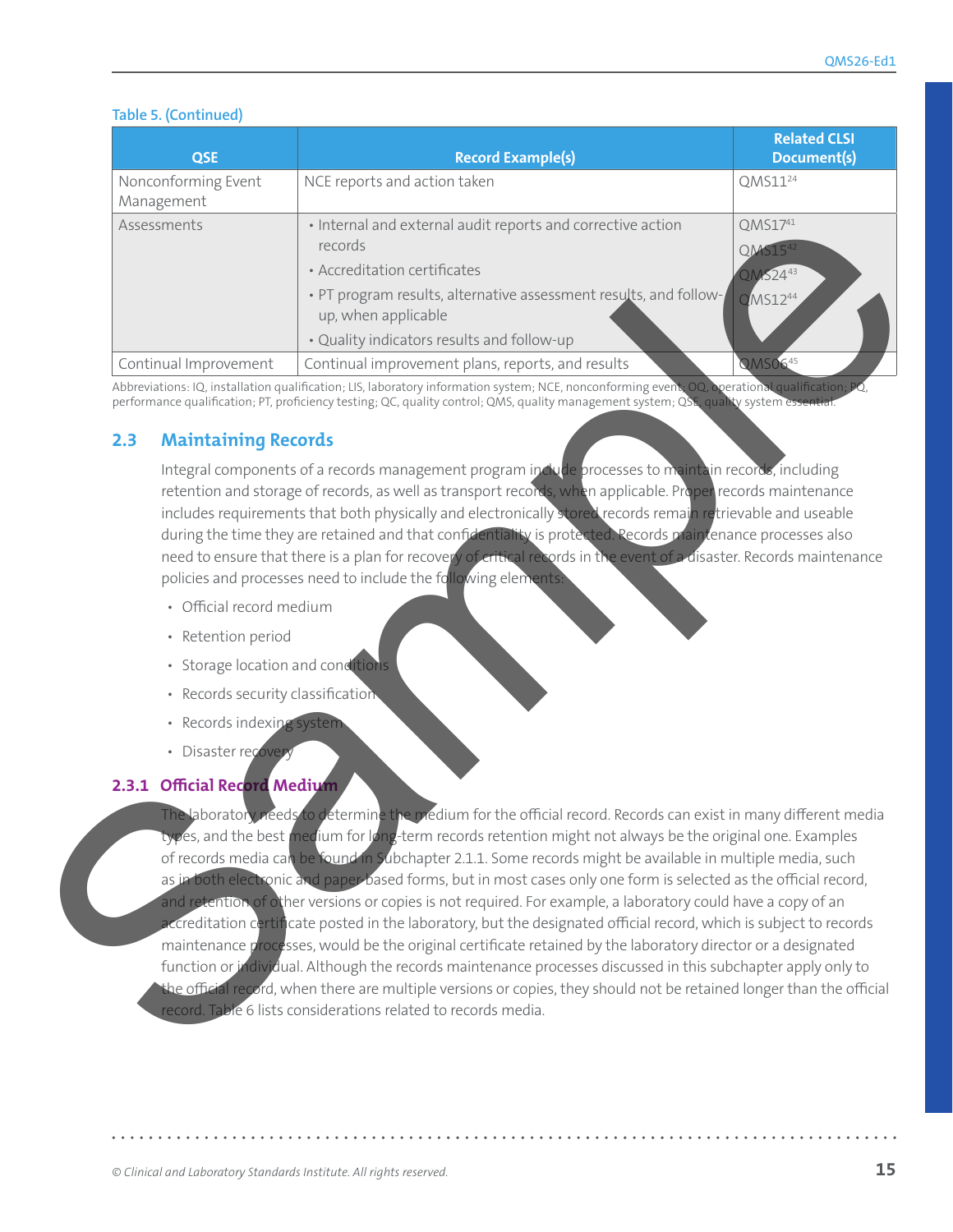**Table 5. (Continued)**

| QSE | Record Example(s) | Related CLSI Document(s) |
|---|---|---|
| Nonconforming Event Management | NCE reports and action taken | QMS11[24] |
| Assessments | • Internal and external audit reports and corrective action records<br>• Accreditation certificates<br>• PT program results, alternative assessment results, and follow-up, when applicable<br>• Quality indicators results and follow-up | QMS17[41]<br>QMS15[42]<br>QMS24[43]<br>QMS12[44] |
| Continual Improvement | Continual improvement plans, reports, and results | QMS06[45] |

Abbreviations: IQ, installation qualification; LIS, laboratory information system; NCE, nonconforming event; OQ, operational qualification; PQ, performance qualification; PT, proficiency testing; QC, quality control; QMS, quality management system; QSE, quality system essential.

## 2.3 Maintaining Records

Integral components of a records management program include processes to maintain records, including retention and storage of records, as well as transport records, when applicable. Proper records maintenance includes requirements that both physically and electronically stored records remain retrievable and useable during the time they are retained and that confidentiality is protected. Records maintenance processes also need to ensure that there is a plan for recovery of critical records in the event of a disaster. Records maintenance policies and processes need to include the following elements:

- Official record medium
- Retention period
- Storage location and conditions
- Records security classification
- Records indexing system
- Disaster recovery

### 2.3.1 Official Record Medium

The laboratory needs to determine the medium for the official record. Records can exist in many different media types, and the best medium for long-term records retention might not always be the original one. Examples of records media can be found in Subchapter 2.1.1. Some records might be available in multiple media, such as in both electronic and paper-based forms, but in most cases only one form is selected as the official record, and retention of other versions or copies is not required. For example, a laboratory could have a copy of an accreditation certificate posted in the laboratory, but the designated official record, which is subject to records maintenance processes, would be the original certificate retained by the laboratory director or a designated function or individual. Although the records maintenance processes discussed in this subchapter apply only to the official record, when there are multiple versions or copies, they should not be retained longer than the official record. Table 6 lists considerations related to records media.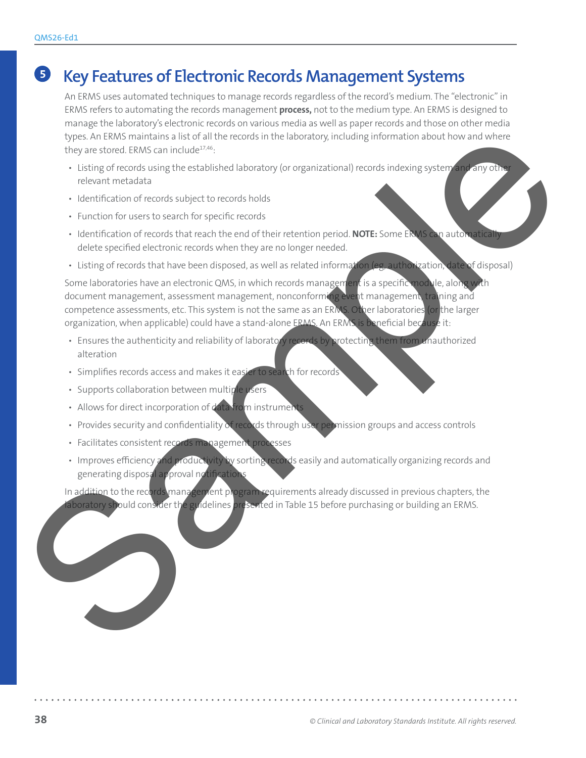# 5 Key Features of Electronic Records Management Systems

An ERMS uses automated techniques to manage records regardless of the record's medium. The "electronic" in ERMS refers to automating the records management **process,** not to the medium type. An ERMS is designed to manage the laboratory's electronic records on various media as well as paper records and those on other media types. An ERMS maintains a list of all the records in the laboratory, including information about how and where they are stored. ERMS can include[17,46]:

- Listing of records using the established laboratory (or organizational) records indexing system and any other relevant metadata
- Identification of records subject to records holds
- Function for users to search for specific records
- Identification of records that reach the end of their retention period. **NOTE:** Some ERMS can automatically delete specified electronic records when they are no longer needed.
- Listing of records that have been disposed, as well as related information (eg, authorization, date of disposal)

Some laboratories have an electronic QMS, in which records management is a specific module, along with document management, assessment management, nonconforming event management, training and competence assessments, etc. This system is not the same as an ERMS. Other laboratories (or the larger organization, when applicable) could have a stand-alone ERMS. An ERMS is beneficial because it:

- Ensures the authenticity and reliability of laboratory records by protecting them from unauthorized alteration
- Simplifies records access and makes it easier to search for records
- Supports collaboration between multiple users
- Allows for direct incorporation of data from instruments
- Provides security and confidentiality of records through user permission groups and access controls
- Facilitates consistent records management processes
- Improves efficiency and productivity by sorting records easily and automatically organizing records and generating disposal approval notifications

In addition to the records management program requirements already discussed in previous chapters, the laboratory should consider the guidelines presented in Table 15 before purchasing or building an ERMS.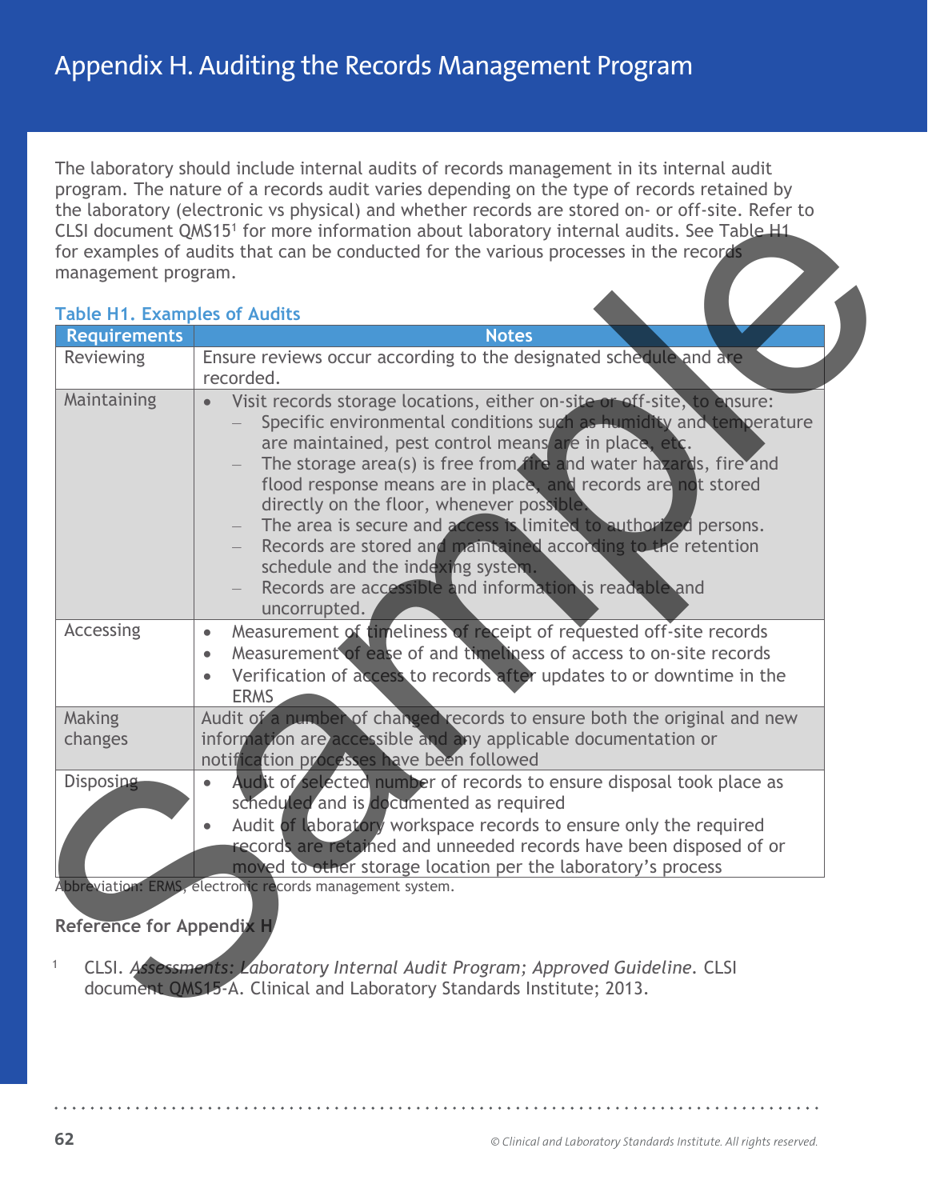# Appendix H. Auditing the Records Management Program

The laboratory should include internal audits of records management in its internal audit program. The nature of a records audit varies depending on the type of records retained by the laboratory (electronic vs physical) and whether records are stored on- or off-site. Refer to CLSI document QMS15[1] for more information about laboratory internal audits. See Table H1 for examples of audits that can be conducted for the various processes in the records management program.

**Table H1. Examples of Audits**

| Requirements | Notes |
|---|---|
| Reviewing | Ensure reviews occur according to the designated schedule and are recorded. |
| Maintaining | • Visit records storage locations, either on-site or off-site, to ensure:<br>– Specific environmental conditions such as humidity and temperature are maintained, pest control means are in place, etc.<br>– The storage area(s) is free from fire and water hazards, fire and flood response means are in place, and records are not stored directly on the floor, whenever possible.<br>– The area is secure and access is limited to authorized persons.<br>– Records are stored and maintained according to the retention schedule and the indexing system.<br>– Records are accessible and information is readable and uncorrupted. |
| Accessing | • Measurement of timeliness of receipt of requested off-site records<br>• Measurement of ease of and timeliness of access to on-site records<br>• Verification of access to records after updates to or downtime in the ERMS |
| Making changes | Audit of a number of changed records to ensure both the original and new information are accessible and any applicable documentation or notification processes have been followed |
| Disposing | • Audit of selected number of records to ensure disposal took place as scheduled and is documented as required<br>• Audit of laboratory workspace records to ensure only the required records are retained and unneeded records have been disposed of or moved to other storage location per the laboratory's process |

Abbreviation: ERMS, electronic records management system.

### Reference for Appendix H

1. CLSI. *Assessments: Laboratory Internal Audit Program; Approved Guideline*. CLSI document QMS15-A. Clinical and Laboratory Standards Institute; 2013.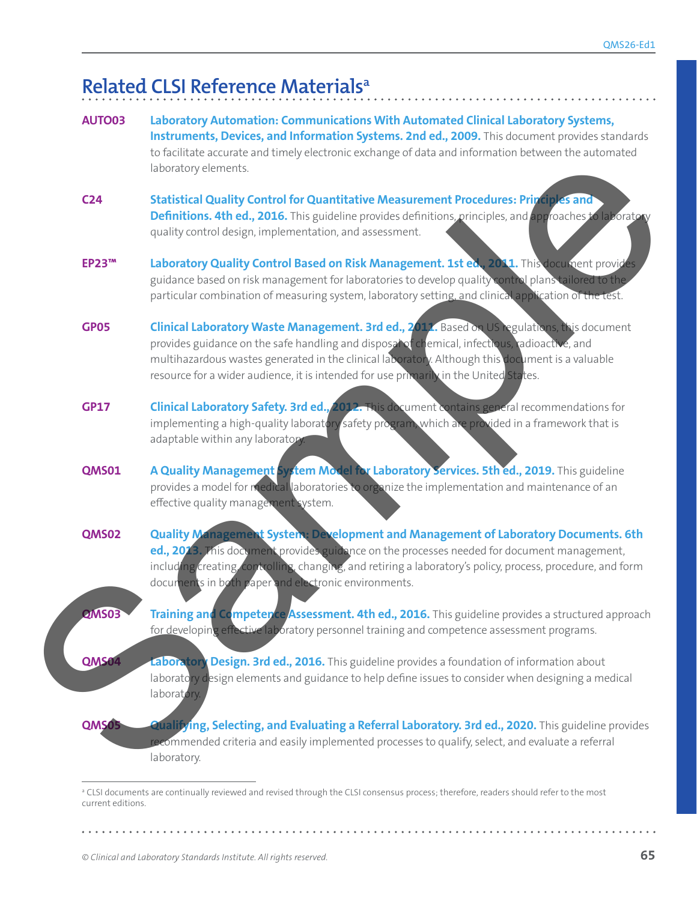# Related CLSI Reference Materials[a]

**AUTO03** **Laboratory Automation: Communications With Automated Clinical Laboratory Systems, Instruments, Devices, and Information Systems. 2nd ed., 2009.** This document provides standards to facilitate accurate and timely electronic exchange of data and information between the automated laboratory elements.

**C24** **Statistical Quality Control for Quantitative Measurement Procedures: Principles and Definitions. 4th ed., 2016.** This guideline provides definitions, principles, and approaches to laboratory quality control design, implementation, and assessment.

**EP23™** **Laboratory Quality Control Based on Risk Management. 1st ed., 2011.** This document provides guidance based on risk management for laboratories to develop quality control plans tailored to the particular combination of measuring system, laboratory setting, and clinical application of the test.

**GP05** **Clinical Laboratory Waste Management. 3rd ed., 2011.** Based on US regulations, this document provides guidance on the safe handling and disposal of chemical, infectious, radioactive, and multihazardous wastes generated in the clinical laboratory. Although this document is a valuable resource for a wider audience, it is intended for use primarily in the United States.

**GP17** **Clinical Laboratory Safety. 3rd ed., 2012.** This document contains general recommendations for implementing a high-quality laboratory safety program, which are provided in a framework that is adaptable within any laboratory.

**QMS01** **A Quality Management System Model for Laboratory Services. 5th ed., 2019.** This guideline provides a model for medical laboratories to organize the implementation and maintenance of an effective quality management system.

**QMS02** **Quality Management System: Development and Management of Laboratory Documents. 6th ed., 2013.** This document provides guidance on the processes needed for document management, including creating, controlling, changing, and retiring a laboratory's policy, process, procedure, and form documents in both paper and electronic environments.

**QMS03** **Training and Competence Assessment. 4th ed., 2016.** This guideline provides a structured approach for developing effective laboratory personnel training and competence assessment programs.

**QMS04** **Laboratory Design. 3rd ed., 2016.** This guideline provides a foundation of information about laboratory design elements and guidance to help define issues to consider when designing a medical laboratory.

**QMS05** **Qualifying, Selecting, and Evaluating a Referral Laboratory. 3rd ed., 2020.** This guideline provides recommended criteria and easily implemented processes to qualify, select, and evaluate a referral laboratory.

---

[a] CLSI documents are continually reviewed and revised through the CLSI consensus process; therefore, readers should refer to the most current editions.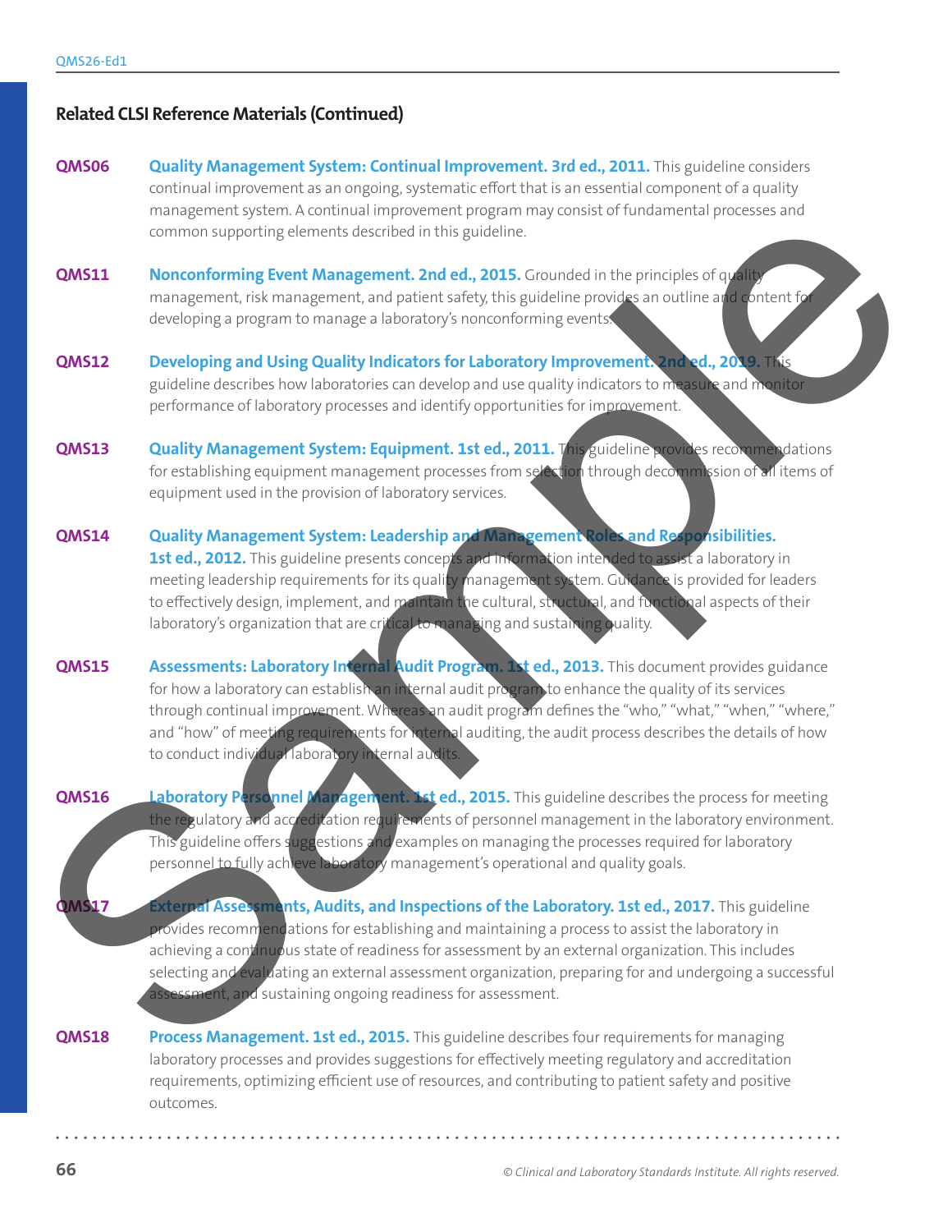## Related CLSI Reference Materials (Continued)

**QMS06** **Quality Management System: Continual Improvement. 3rd ed., 2011.** This guideline considers continual improvement as an ongoing, systematic effort that is an essential component of a quality management system. A continual improvement program may consist of fundamental processes and common supporting elements described in this guideline.

**QMS11** **Nonconforming Event Management. 2nd ed., 2015.** Grounded in the principles of quality management, risk management, and patient safety, this guideline provides an outline and content for developing a program to manage a laboratory's nonconforming events.

**QMS12** **Developing and Using Quality Indicators for Laboratory Improvement. 2nd ed., 2019.** This guideline describes how laboratories can develop and use quality indicators to measure and monitor performance of laboratory processes and identify opportunities for improvement.

**QMS13** **Quality Management System: Equipment. 1st ed., 2011.** This guideline provides recommendations for establishing equipment management processes from selection through decommission of all items of equipment used in the provision of laboratory services.

**QMS14** **Quality Management System: Leadership and Management Roles and Responsibilities. 1st ed., 2012.** This guideline presents concepts and information intended to assist a laboratory in meeting leadership requirements for its quality management system. Guidance is provided for leaders to effectively design, implement, and maintain the cultural, structural, and functional aspects of their laboratory's organization that are critical to managing and sustaining quality.

**QMS15** **Assessments: Laboratory Internal Audit Program. 1st ed., 2013.** This document provides guidance for how a laboratory can establish an internal audit program to enhance the quality of its services through continual improvement. Whereas an audit program defines the "who," "what," "when," "where," and "how" of meeting requirements for internal auditing, the audit process describes the details of how to conduct individual laboratory internal audits.

**QMS16** **Laboratory Personnel Management. 1st ed., 2015.** This guideline describes the process for meeting the regulatory and accreditation requirements of personnel management in the laboratory environment. This guideline offers suggestions and examples on managing the processes required for laboratory personnel to fully achieve laboratory management's operational and quality goals.

**QMS17** **External Assessments, Audits, and Inspections of the Laboratory. 1st ed., 2017.** This guideline provides recommendations for establishing and maintaining a process to assist the laboratory in achieving a continuous state of readiness for assessment by an external organization. This includes selecting and evaluating an external assessment organization, preparing for and undergoing a successful assessment, and sustaining ongoing readiness for assessment.

**QMS18** **Process Management. 1st ed., 2015.** This guideline describes four requirements for managing laboratory processes and provides suggestions for effectively meeting regulatory and accreditation requirements, optimizing efficient use of resources, and contributing to patient safety and positive outcomes.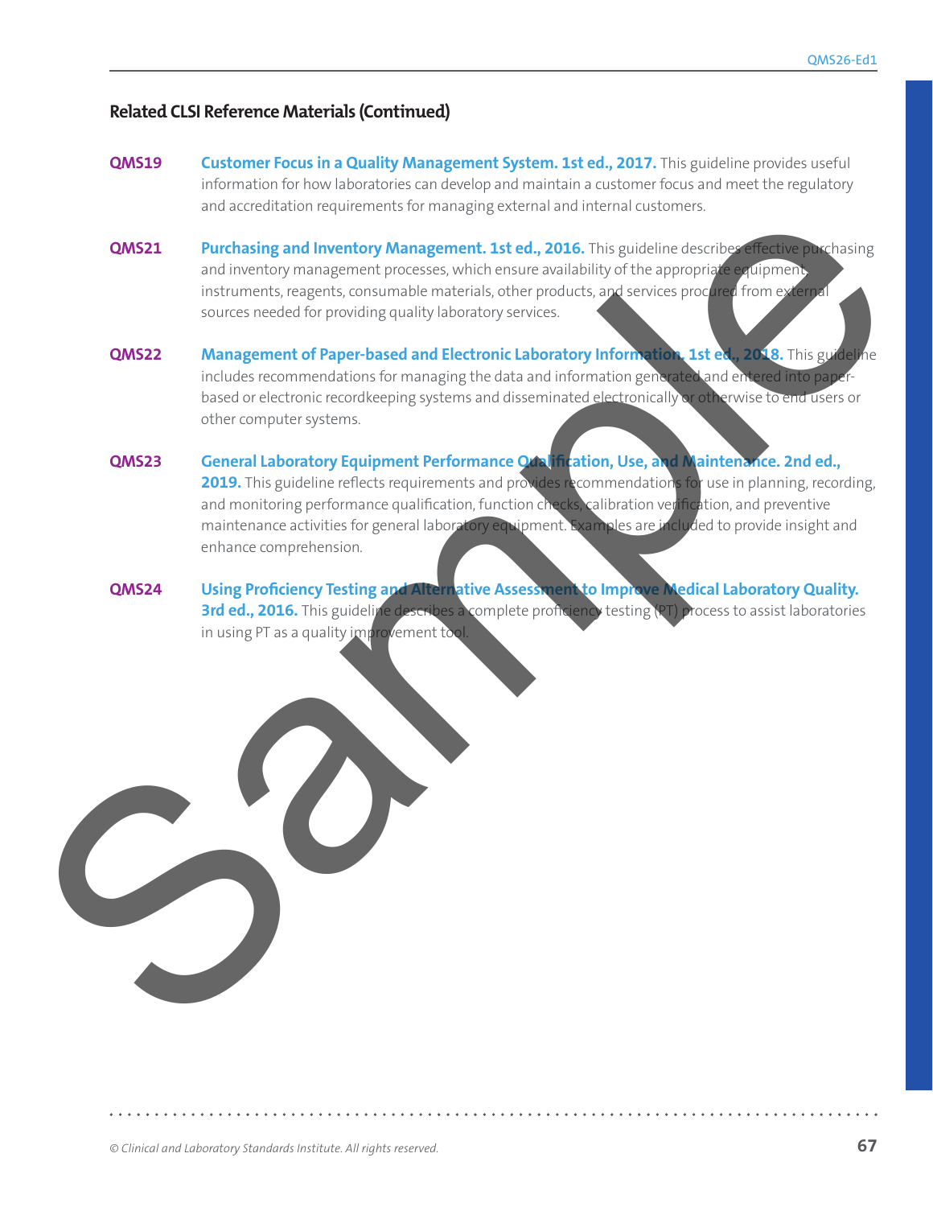## Related CLSI Reference Materials (Continued)

**QMS19** **Customer Focus in a Quality Management System. 1st ed., 2017.** This guideline provides useful information for how laboratories can develop and maintain a customer focus and meet the regulatory and accreditation requirements for managing external and internal customers.

**QMS21** **Purchasing and Inventory Management. 1st ed., 2016.** This guideline describes effective purchasing and inventory management processes, which ensure availability of the appropriate equipment, instruments, reagents, consumable materials, other products, and services procured from external sources needed for providing quality laboratory services.

**QMS22** **Management of Paper-based and Electronic Laboratory Information. 1st ed., 2018.** This guideline includes recommendations for managing the data and information generated and entered into paper-based or electronic recordkeeping systems and disseminated electronically or otherwise to end users or other computer systems.

**QMS23** **General Laboratory Equipment Performance Qualification, Use, and Maintenance. 2nd ed., 2019.** This guideline reflects requirements and provides recommendations for use in planning, recording, and monitoring performance qualification, function checks, calibration verification, and preventive maintenance activities for general laboratory equipment. Examples are included to provide insight and enhance comprehension.

**QMS24** **Using Proficiency Testing and Alternative Assessment to Improve Medical Laboratory Quality. 3rd ed., 2016.** This guideline describes a complete proficiency testing (PT) process to assist laboratories in using PT as a quality improvement tool.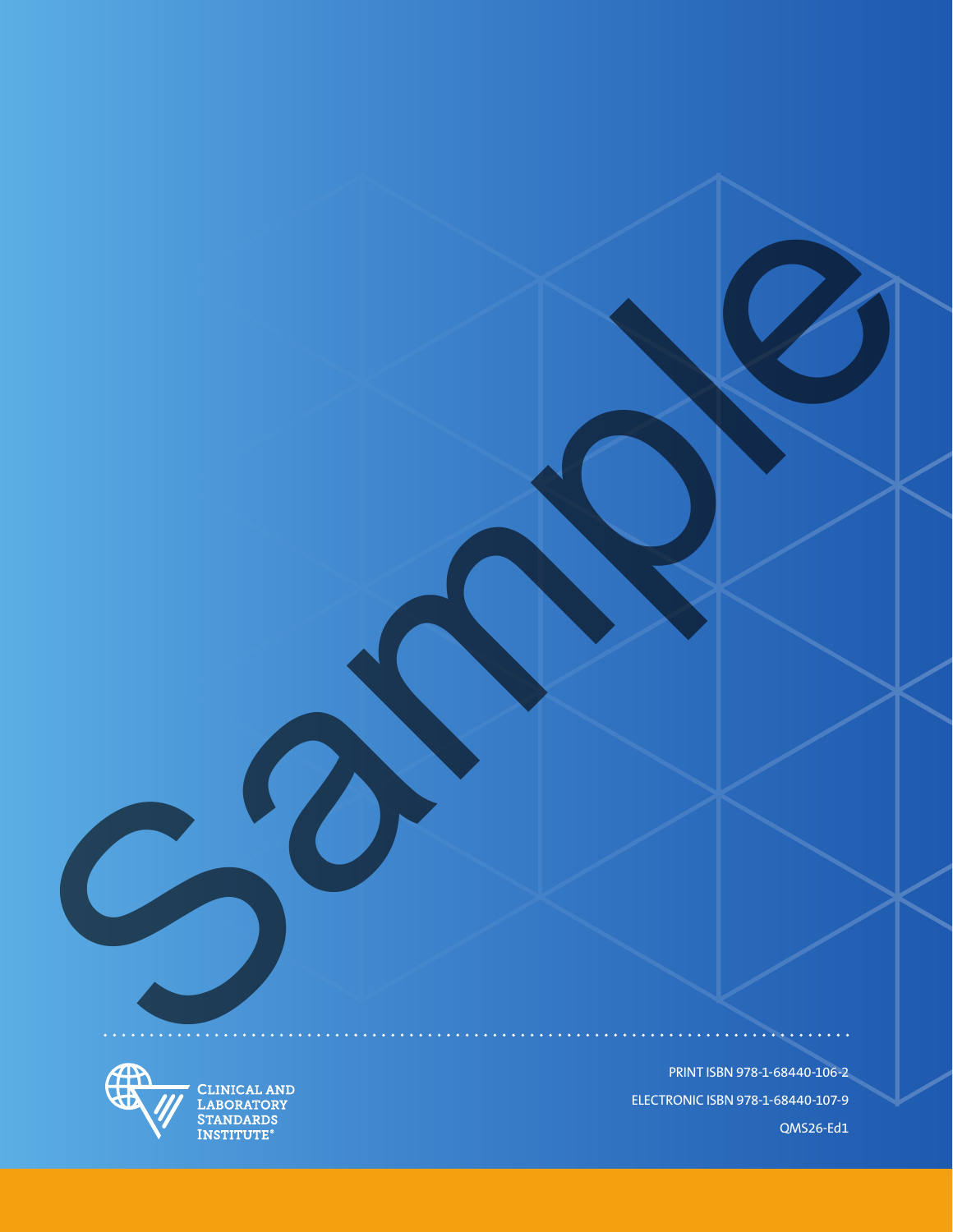Sample

Clinical and Laboratory Standards Institute®

PRINT ISBN 978-1-68440-106-2

ELECTRONIC ISBN 978-1-68440-107-9

QMS26-Ed1